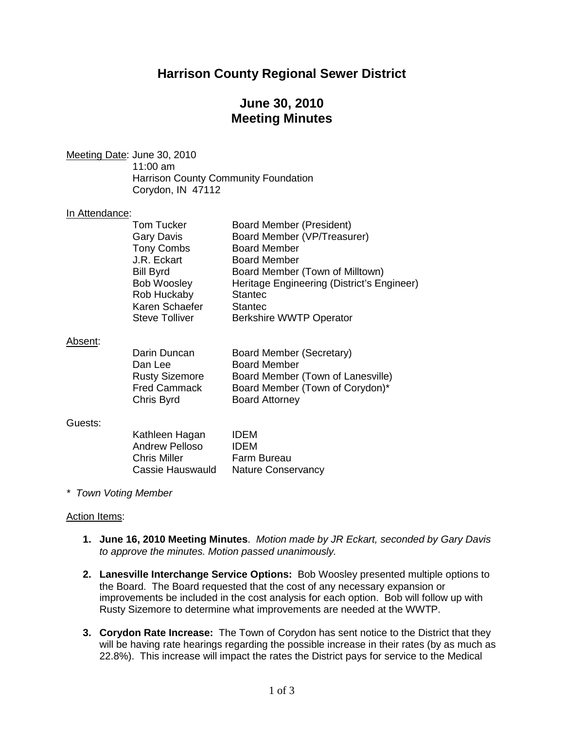# Harrison County Regional Sewer District

## June 30, 2010
## Meeting Minutes

Meeting Date: June 30, 2010
11:00 am
Harrison County Community Foundation
Corydon, IN 47112

In Attendance:

| | |
|---|---|
| Tom Tucker | Board Member (President) |
| Gary Davis | Board Member (VP/Treasurer) |
| Tony Combs | Board Member |
| J.R. Eckart | Board Member |
| Bill Byrd | Board Member (Town of Milltown) |
| Bob Woosley | Heritage Engineering (District's Engineer) |
| Rob Huckaby | Stantec |
| Karen Schaefer | Stantec |
| Steve Tolliver | Berkshire WWTP Operator |

Absent:

| | |
|---|---|
| Darin Duncan | Board Member (Secretary) |
| Dan Lee | Board Member |
| Rusty Sizemore | Board Member (Town of Lanesville) |
| Fred Cammack | Board Member (Town of Corydon)* |
| Chris Byrd | Board Attorney |

Guests:

| | |
|---|---|
| Kathleen Hagan | IDEM |
| Andrew Pelloso | IDEM |
| Chris Miller | Farm Bureau |
| Cassie Hauswauld | Nature Conservancy |

*\* Town Voting Member*

Action Items:

1. **June 16, 2010 Meeting Minutes**. *Motion made by JR Eckart, seconded by Gary Davis to approve the minutes. Motion passed unanimously.*

2. **Lanesville Interchange Service Options:** Bob Woosley presented multiple options to the Board. The Board requested that the cost of any necessary expansion or improvements be included in the cost analysis for each option. Bob will follow up with Rusty Sizemore to determine what improvements are needed at the WWTP.

3. **Corydon Rate Increase:** The Town of Corydon has sent notice to the District that they will be having rate hearings regarding the possible increase in their rates (by as much as 22.8%). This increase will impact the rates the District pays for service to the Medical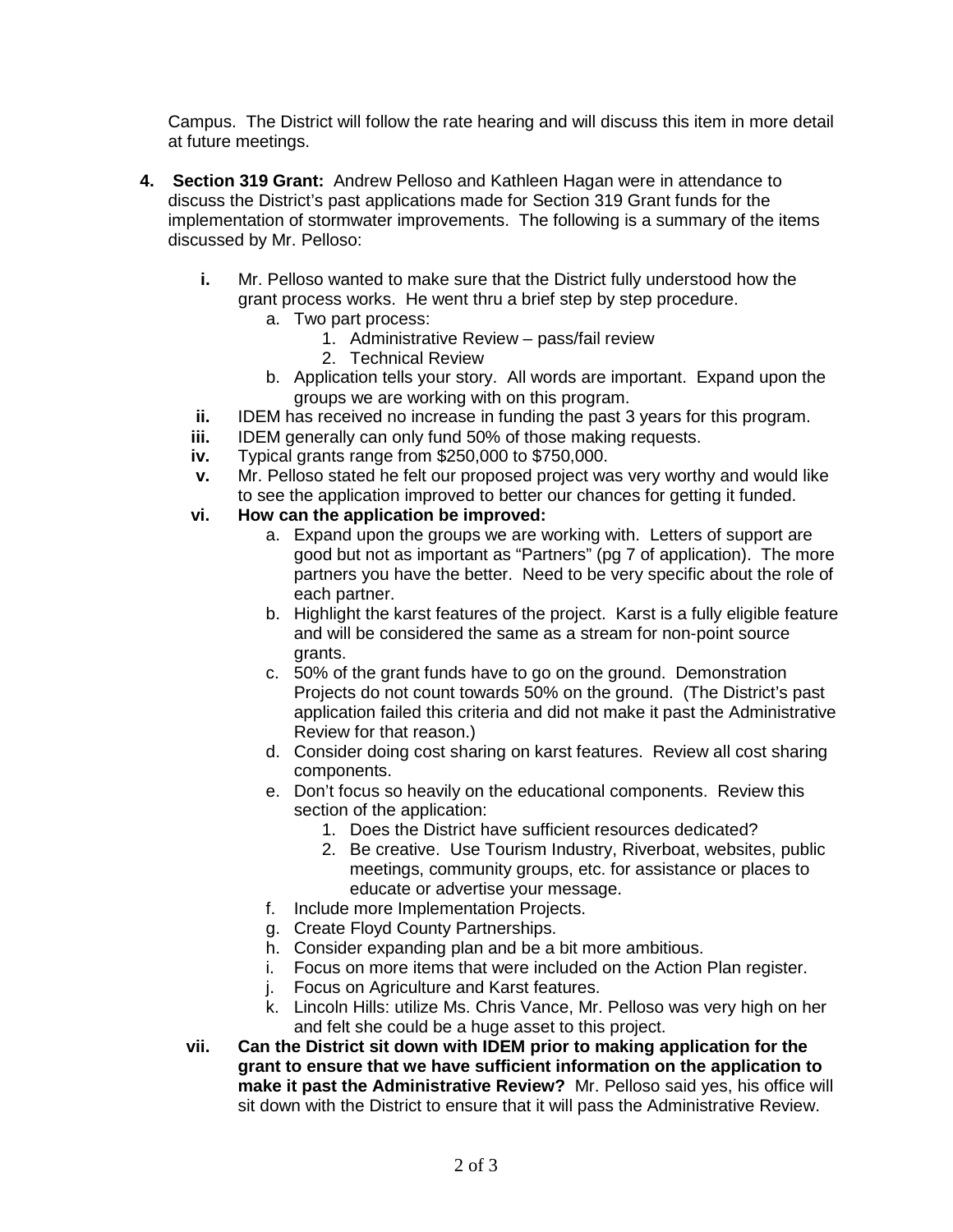Campus. The District will follow the rate hearing and will discuss this item in more detail at future meetings.

4. **Section 319 Grant:** Andrew Pelloso and Kathleen Hagan were in attendance to discuss the District's past applications made for Section 319 Grant funds for the implementation of stormwater improvements. The following is a summary of the items discussed by Mr. Pelloso:

   **i.** Mr. Pelloso wanted to make sure that the District fully understood how the grant process works. He went thru a brief step by step procedure.
      a. Two part process:
         1. Administrative Review – pass/fail review
         2. Technical Review
      b. Application tells your story. All words are important. Expand upon the groups we are working with on this program.

   **ii.** IDEM has received no increase in funding the past 3 years for this program.

   **iii.** IDEM generally can only fund 50% of those making requests.

   **iv.** Typical grants range from $250,000 to $750,000.

   **v.** Mr. Pelloso stated he felt our proposed project was very worthy and would like to see the application improved to better our chances for getting it funded.

   **vi. How can the application be improved:**
      a. Expand upon the groups we are working with. Letters of support are good but not as important as "Partners" (pg 7 of application). The more partners you have the better. Need to be very specific about the role of each partner.
      b. Highlight the karst features of the project. Karst is a fully eligible feature and will be considered the same as a stream for non-point source grants.
      c. 50% of the grant funds have to go on the ground. Demonstration Projects do not count towards 50% on the ground. (The District's past application failed this criteria and did not make it past the Administrative Review for that reason.)
      d. Consider doing cost sharing on karst features. Review all cost sharing components.
      e. Don't focus so heavily on the educational components. Review this section of the application:
         1. Does the District have sufficient resources dedicated?
         2. Be creative. Use Tourism Industry, Riverboat, websites, public meetings, community groups, etc. for assistance or places to educate or advertise your message.
      f. Include more Implementation Projects.
      g. Create Floyd County Partnerships.
      h. Consider expanding plan and be a bit more ambitious.
      i. Focus on more items that were included on the Action Plan register.
      j. Focus on Agriculture and Karst features.
      k. Lincoln Hills: utilize Ms. Chris Vance, Mr. Pelloso was very high on her and felt she could be a huge asset to this project.

   **vii. Can the District sit down with IDEM prior to making application for the grant to ensure that we have sufficient information on the application to make it past the Administrative Review?** Mr. Pelloso said yes, his office will sit down with the District to ensure that it will pass the Administrative Review.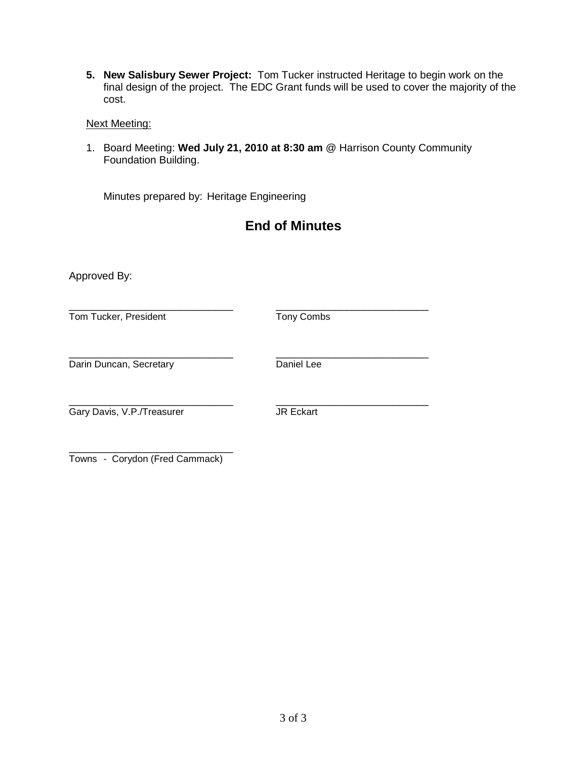5. **New Salisbury Sewer Project:** Tom Tucker instructed Heritage to begin work on the final design of the project. The EDC Grant funds will be used to cover the majority of the cost.

<u>Next Meeting:</u>

1. Board Meeting: **Wed July 21, 2010 at 8:30 am** @ Harrison County Community Foundation Building.

Minutes prepared by: Heritage Engineering

## End of Minutes

Approved By:

| | |
|---|---|
| ____________________________ | ____________________________ |
| Tom Tucker, President | Tony Combs |
| ____________________________ | ____________________________ |
| Darin Duncan, Secretary | Daniel Lee |
| ____________________________ | ____________________________ |
| Gary Davis, V.P./Treasurer | JR Eckart |
| ____________________________ | |
| Towns - Corydon (Fred Cammack) | |